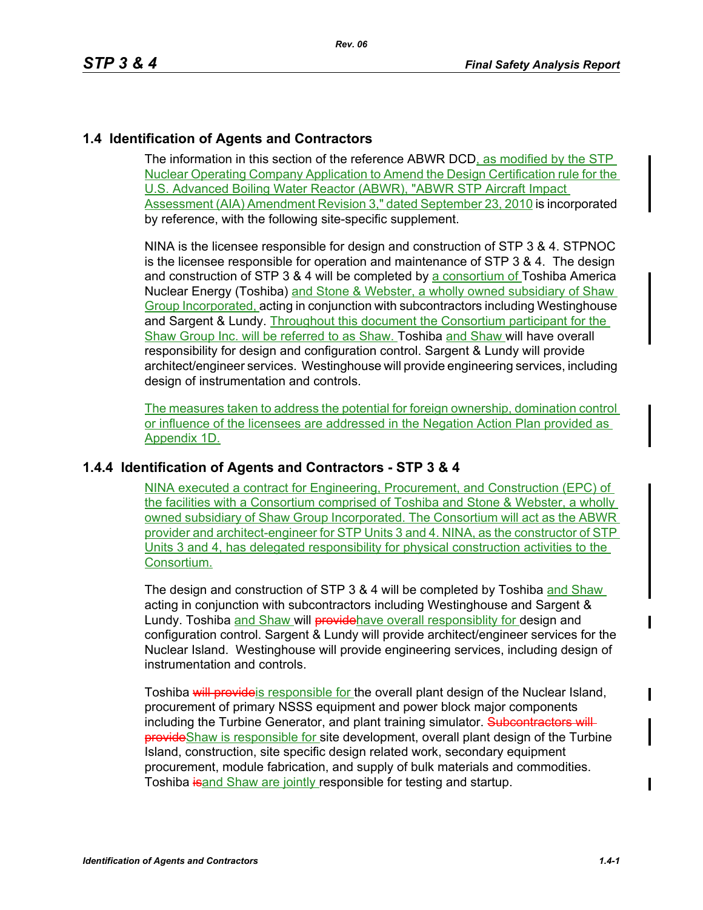## 1.4 Identification of Agents and Contractors

The information in this section of the reference ABWR DCD, as modified by the STP Nuclear Operating Company Application to Amend the Design Certification rule for the U.S. Advanced Boiling Water Reactor (ABWR), "ABWR STP Aircraft Impact Assessment (AIA) Amendment Revision 3," dated September 23, 2010 is incorporated by reference, with the following site-specific supplement.

NINA is the licensee responsible for design and construction of STP 3 & 4. STPNOC is the licensee responsible for operation and maintenance of STP 3 & 4. The design and construction of STP 3 & 4 will be completed by a consortium of Toshiba America Nuclear Energy (Toshiba) and Stone & Webster, a wholly owned subsidiary of Shaw Group Incorporated, acting in conjunction with subcontractors including Westinghouse and Sargent & Lundy. Throughout this document the Consortium participant for the Shaw Group Inc. will be referred to as Shaw. Toshiba and Shaw will have overall responsibility for design and configuration control. Sargent & Lundy will provide architect/engineer services. Westinghouse will provide engineering services, including design of instrumentation and controls.

The measures taken to address the potential for foreign ownership, domination control or influence of the licensees are addressed in the Negation Action Plan provided as Appendix 1D.

### 1.4.4 Identification of Agents and Contractors - STP 3 & 4

NINA executed a contract for Engineering, Procurement, and Construction (EPC) of the facilities with a Consortium comprised of Toshiba and Stone & Webster, a wholly owned subsidiary of Shaw Group Incorporated. The Consortium will act as the ABWR provider and architect-engineer for STP Units 3 and 4. NINA, as the constructor of STP Units 3 and 4, has delegated responsibility for physical construction activities to the Consortium.

The design and construction of STP 3 & 4 will be completed by Toshiba and Shaw acting in conjunction with subcontractors including Westinghouse and Sargent & Lundy. Toshiba and Shaw will ~~provide~~have overall responsiblity for design and configuration control. Sargent & Lundy will provide architect/engineer services for the Nuclear Island. Westinghouse will provide engineering services, including design of instrumentation and controls.

Toshiba ~~will provide~~is responsible for the overall plant design of the Nuclear Island, procurement of primary NSSS equipment and power block major components including the Turbine Generator, and plant training simulator. ~~Subcontractors will provide~~Shaw is responsible for site development, overall plant design of the Turbine Island, construction, site specific design related work, secondary equipment procurement, module fabrication, and supply of bulk materials and commodities. Toshiba ~~is~~and Shaw are jointly responsible for testing and startup.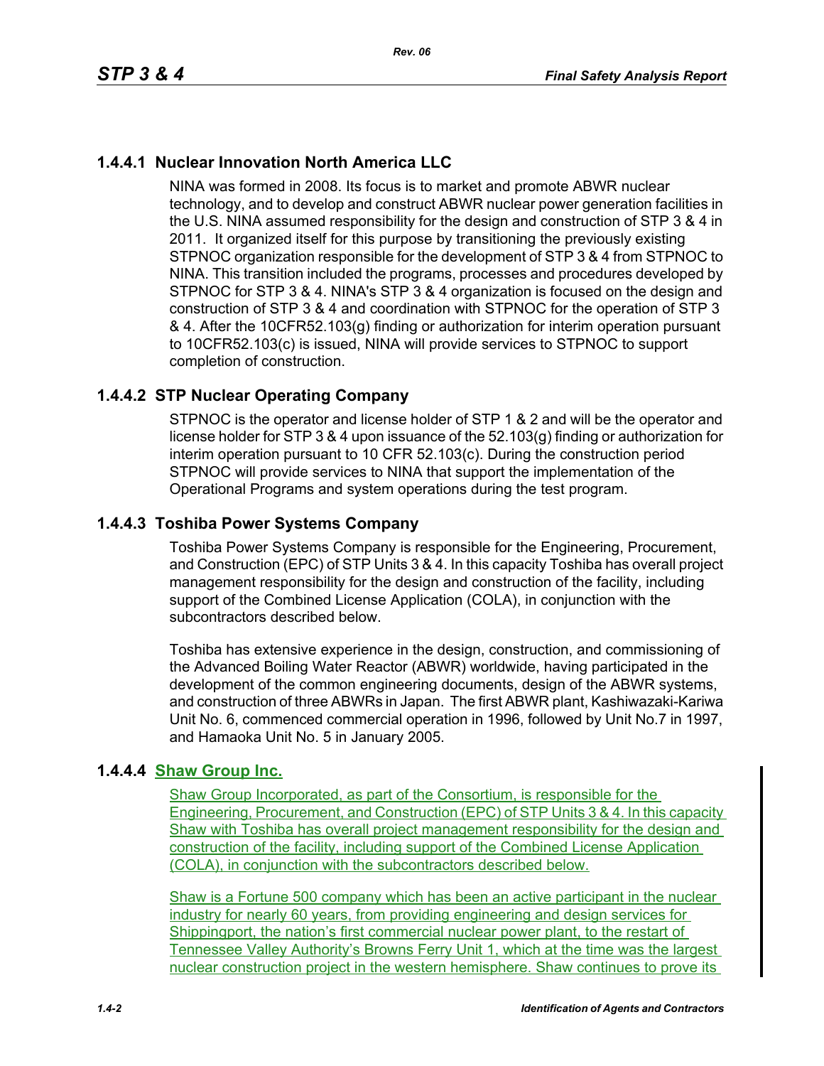### 1.4.4.1 Nuclear Innovation North America LLC

NINA was formed in 2008. Its focus is to market and promote ABWR nuclear technology, and to develop and construct ABWR nuclear power generation facilities in the U.S. NINA assumed responsibility for the design and construction of STP 3 & 4 in 2011. It organized itself for this purpose by transitioning the previously existing STPNOC organization responsible for the development of STP 3 & 4 from STPNOC to NINA. This transition included the programs, processes and procedures developed by STPNOC for STP 3 & 4. NINA's STP 3 & 4 organization is focused on the design and construction of STP 3 & 4 and coordination with STPNOC for the operation of STP 3 & 4. After the 10CFR52.103(g) finding or authorization for interim operation pursuant to 10CFR52.103(c) is issued, NINA will provide services to STPNOC to support completion of construction.

### 1.4.4.2 STP Nuclear Operating Company

STPNOC is the operator and license holder of STP 1 & 2 and will be the operator and license holder for STP 3 & 4 upon issuance of the 52.103(g) finding or authorization for interim operation pursuant to 10 CFR 52.103(c). During the construction period STPNOC will provide services to NINA that support the implementation of the Operational Programs and system operations during the test program.

### 1.4.4.3 Toshiba Power Systems Company

Toshiba Power Systems Company is responsible for the Engineering, Procurement, and Construction (EPC) of STP Units 3 & 4. In this capacity Toshiba has overall project management responsibility for the design and construction of the facility, including support of the Combined License Application (COLA), in conjunction with the subcontractors described below.

Toshiba has extensive experience in the design, construction, and commissioning of the Advanced Boiling Water Reactor (ABWR) worldwide, having participated in the development of the common engineering documents, design of the ABWR systems, and construction of three ABWRs in Japan. The first ABWR plant, Kashiwazaki-Kariwa Unit No. 6, commenced commercial operation in 1996, followed by Unit No.7 in 1997, and Hamaoka Unit No. 5 in January 2005.

### 1.4.4.4 Shaw Group Inc.

Shaw Group Incorporated, as part of the Consortium, is responsible for the Engineering, Procurement, and Construction (EPC) of STP Units 3 & 4. In this capacity Shaw with Toshiba has overall project management responsibility for the design and construction of the facility, including support of the Combined License Application (COLA), in conjunction with the subcontractors described below.

Shaw is a Fortune 500 company which has been an active participant in the nuclear industry for nearly 60 years, from providing engineering and design services for Shippingport, the nation's first commercial nuclear power plant, to the restart of Tennessee Valley Authority's Browns Ferry Unit 1, which at the time was the largest nuclear construction project in the western hemisphere. Shaw continues to prove its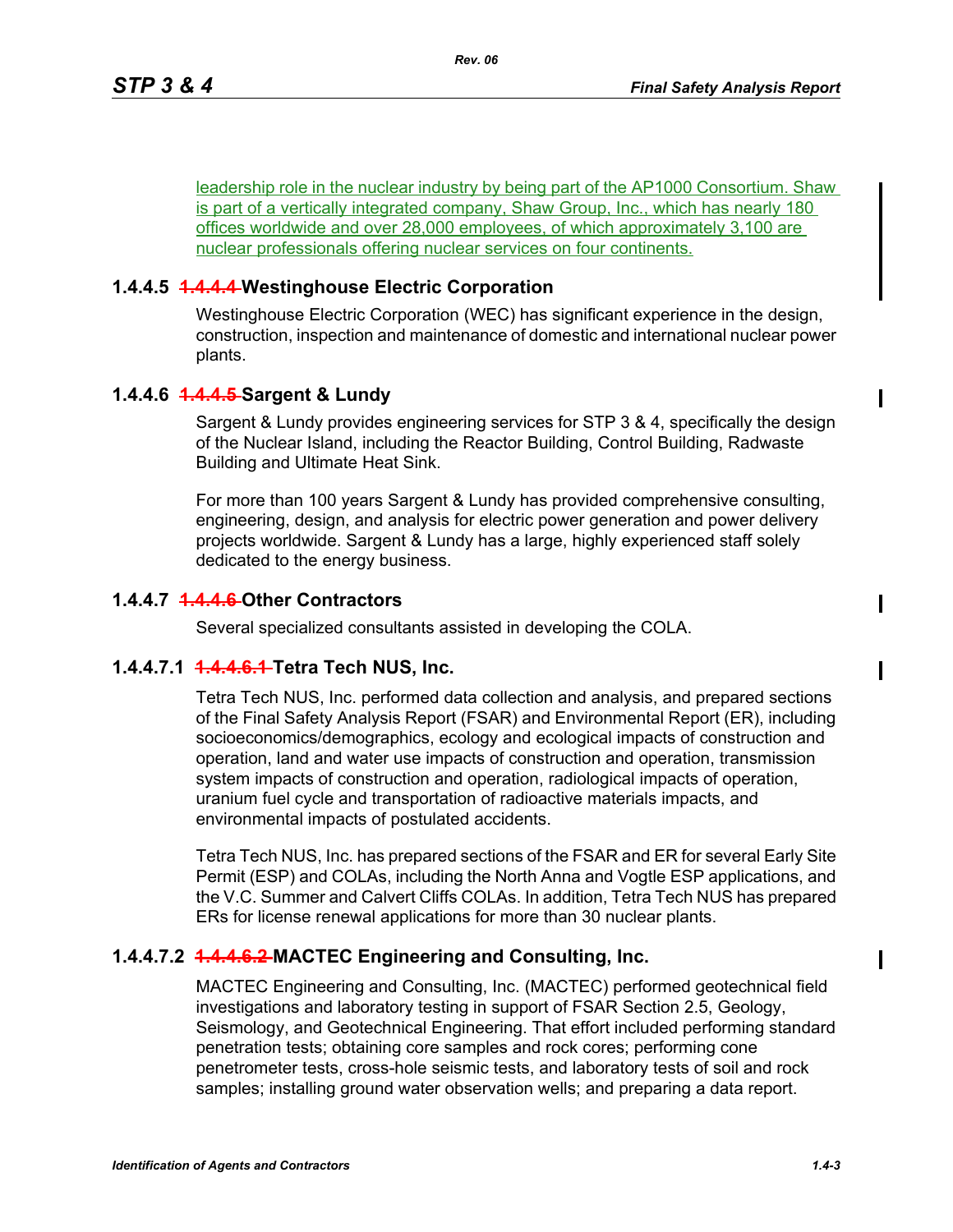leadership role in the nuclear industry by being part of the AP1000 Consortium. Shaw is part of a vertically integrated company, Shaw Group, Inc., which has nearly 180 offices worldwide and over 28,000 employees, of which approximately 3,100 are nuclear professionals offering nuclear services on four continents.

### 1.4.4.5 ~~1.4.4.4~~ Westinghouse Electric Corporation

Westinghouse Electric Corporation (WEC) has significant experience in the design, construction, inspection and maintenance of domestic and international nuclear power plants.

### 1.4.4.6 ~~1.4.4.5~~ Sargent & Lundy

Sargent & Lundy provides engineering services for STP 3 & 4, specifically the design of the Nuclear Island, including the Reactor Building, Control Building, Radwaste Building and Ultimate Heat Sink.

For more than 100 years Sargent & Lundy has provided comprehensive consulting, engineering, design, and analysis for electric power generation and power delivery projects worldwide. Sargent & Lundy has a large, highly experienced staff solely dedicated to the energy business.

### 1.4.4.7 ~~1.4.4.6~~ Other Contractors

Several specialized consultants assisted in developing the COLA.

#### 1.4.4.7.1 ~~1.4.4.6.1~~ Tetra Tech NUS, Inc.

Tetra Tech NUS, Inc. performed data collection and analysis, and prepared sections of the Final Safety Analysis Report (FSAR) and Environmental Report (ER), including socioeconomics/demographics, ecology and ecological impacts of construction and operation, land and water use impacts of construction and operation, transmission system impacts of construction and operation, radiological impacts of operation, uranium fuel cycle and transportation of radioactive materials impacts, and environmental impacts of postulated accidents.

Tetra Tech NUS, Inc. has prepared sections of the FSAR and ER for several Early Site Permit (ESP) and COLAs, including the North Anna and Vogtle ESP applications, and the V.C. Summer and Calvert Cliffs COLAs. In addition, Tetra Tech NUS has prepared ERs for license renewal applications for more than 30 nuclear plants.

#### 1.4.4.7.2 ~~1.4.4.6.2~~ MACTEC Engineering and Consulting, Inc.

MACTEC Engineering and Consulting, Inc. (MACTEC) performed geotechnical field investigations and laboratory testing in support of FSAR Section 2.5, Geology, Seismology, and Geotechnical Engineering. That effort included performing standard penetration tests; obtaining core samples and rock cores; performing cone penetrometer tests, cross-hole seismic tests, and laboratory tests of soil and rock samples; installing ground water observation wells; and preparing a data report.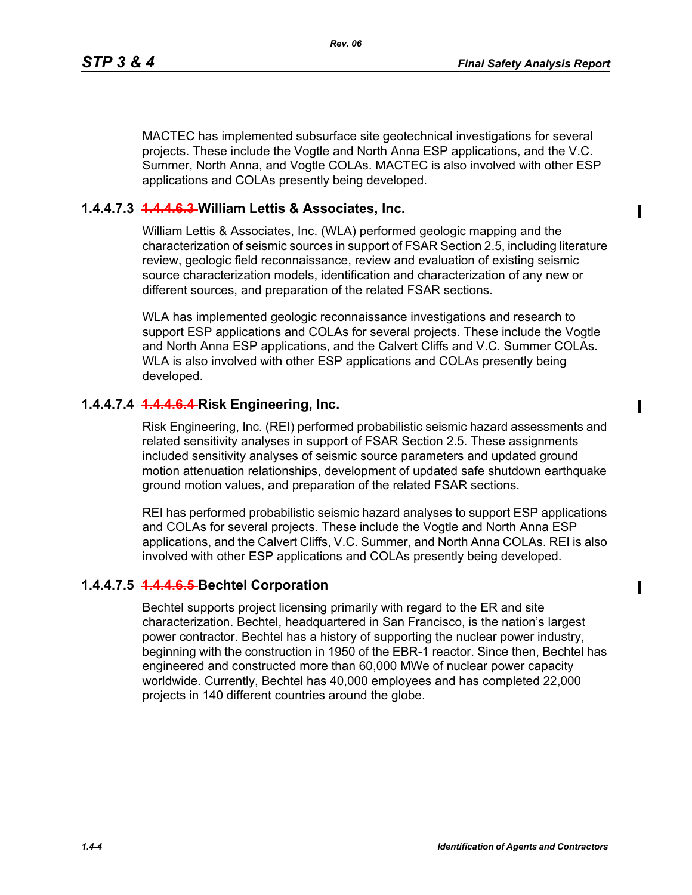MACTEC has implemented subsurface site geotechnical investigations for several projects. These include the Vogtle and North Anna ESP applications, and the V.C. Summer, North Anna, and Vogtle COLAs. MACTEC is also involved with other ESP applications and COLAs presently being developed.

### 1.4.4.7.3 ~~1.4.4.6.3~~ William Lettis & Associates, Inc.

William Lettis & Associates, Inc. (WLA) performed geologic mapping and the characterization of seismic sources in support of FSAR Section 2.5, including literature review, geologic field reconnaissance, review and evaluation of existing seismic source characterization models, identification and characterization of any new or different sources, and preparation of the related FSAR sections.

WLA has implemented geologic reconnaissance investigations and research to support ESP applications and COLAs for several projects. These include the Vogtle and North Anna ESP applications, and the Calvert Cliffs and V.C. Summer COLAs. WLA is also involved with other ESP applications and COLAs presently being developed.

### 1.4.4.7.4 ~~1.4.4.6.4~~ Risk Engineering, Inc.

Risk Engineering, Inc. (REI) performed probabilistic seismic hazard assessments and related sensitivity analyses in support of FSAR Section 2.5. These assignments included sensitivity analyses of seismic source parameters and updated ground motion attenuation relationships, development of updated safe shutdown earthquake ground motion values, and preparation of the related FSAR sections.

REI has performed probabilistic seismic hazard analyses to support ESP applications and COLAs for several projects. These include the Vogtle and North Anna ESP applications, and the Calvert Cliffs, V.C. Summer, and North Anna COLAs. REI is also involved with other ESP applications and COLAs presently being developed.

### 1.4.4.7.5 ~~1.4.4.6.5~~ Bechtel Corporation

Bechtel supports project licensing primarily with regard to the ER and site characterization. Bechtel, headquartered in San Francisco, is the nation's largest power contractor. Bechtel has a history of supporting the nuclear power industry, beginning with the construction in 1950 of the EBR-1 reactor. Since then, Bechtel has engineered and constructed more than 60,000 MWe of nuclear power capacity worldwide. Currently, Bechtel has 40,000 employees and has completed 22,000 projects in 140 different countries around the globe.